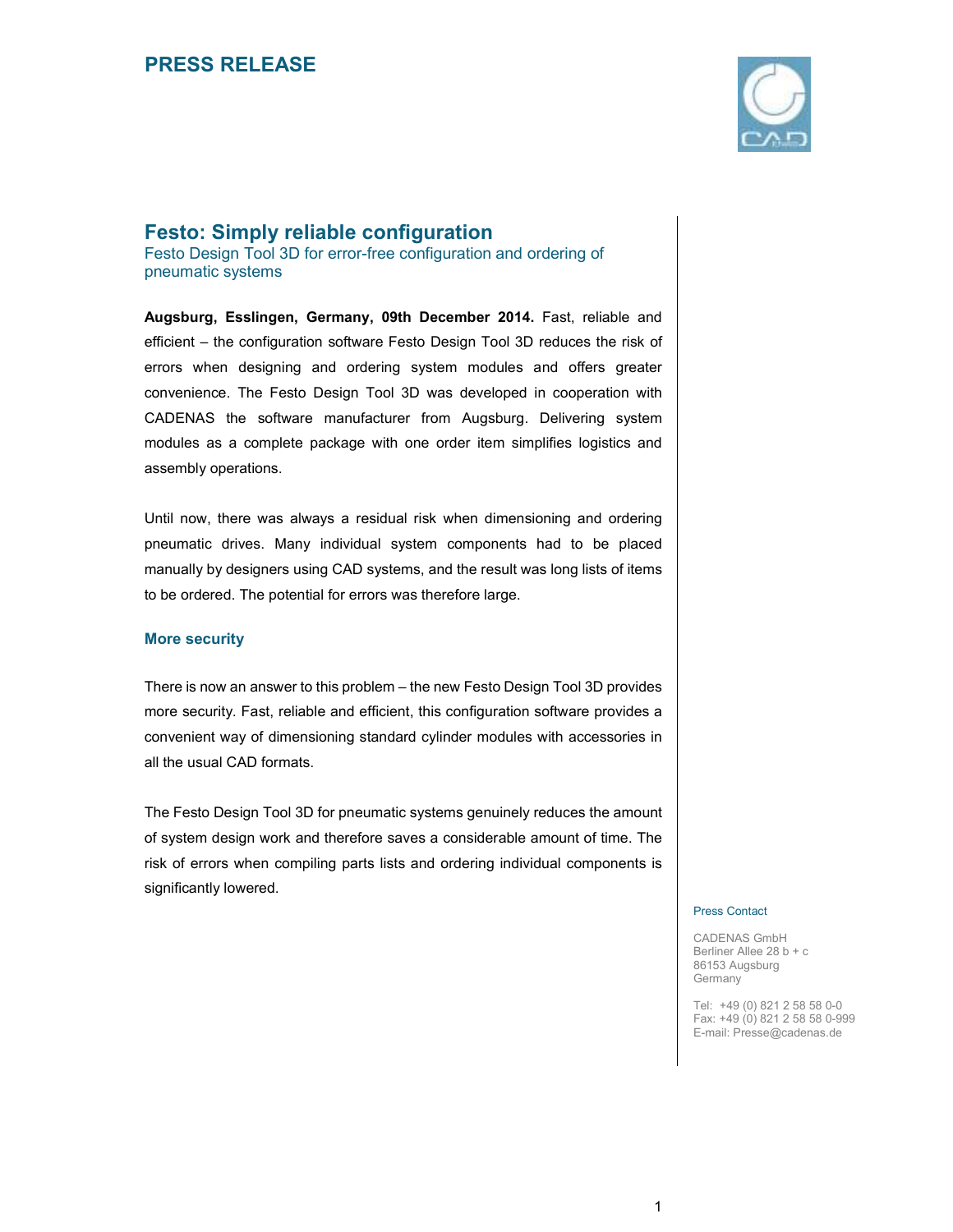# PRESS RELEASE

## Festo: Simply reliable configuration

Festo Design Tool 3D for error-free configuration and ordering of pneumatic systems

**Augsburg, Esslingen, Germany, 09th December 2014.** Fast, reliable and efficient – the configuration software Festo Design Tool 3D reduces the risk of errors when designing and ordering system modules and offers greater convenience. The Festo Design Tool 3D was developed in cooperation with CADENAS the software manufacturer from Augsburg. Delivering system modules as a complete package with one order item simplifies logistics and assembly operations.

Until now, there was always a residual risk when dimensioning and ordering pneumatic drives. Many individual system components had to be placed manually by designers using CAD systems, and the result was long lists of items to be ordered. The potential for errors was therefore large.

### More security

There is now an answer to this problem – the new Festo Design Tool 3D provides more security. Fast, reliable and efficient, this configuration software provides a convenient way of dimensioning standard cylinder modules with accessories in all the usual CAD formats.

The Festo Design Tool 3D for pneumatic systems genuinely reduces the amount of system design work and therefore saves a considerable amount of time. The risk of errors when compiling parts lists and ordering individual components is significantly lowered.

Press Contact

CADENAS GmbH
Berliner Allee 28 b + c
86153 Augsburg
Germany

Tel: +49 (0) 821 2 58 58 0-0
Fax: +49 (0) 821 2 58 58 0-999
E-mail: Presse@cadenas.de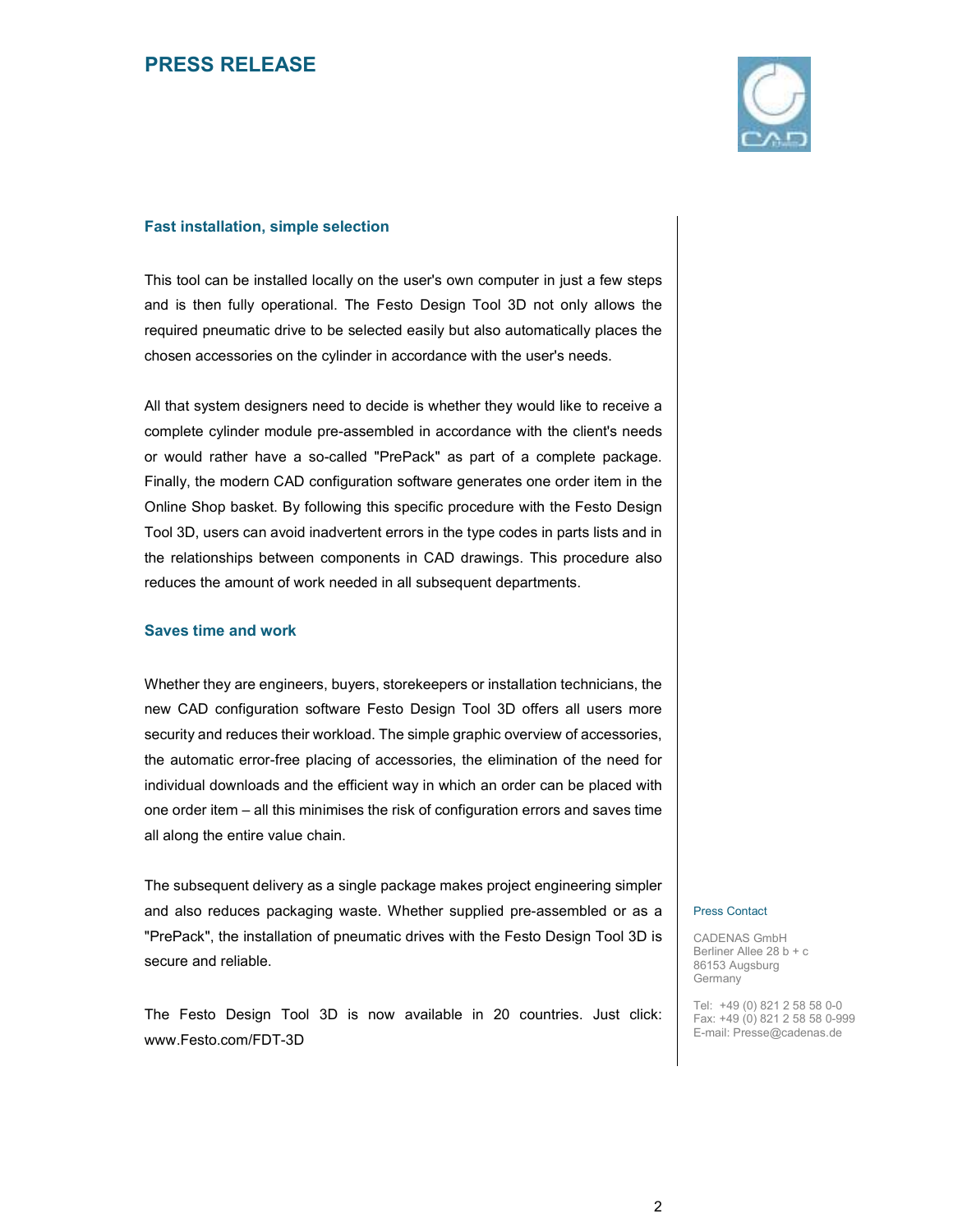### Fast installation, simple selection

This tool can be installed locally on the user's own computer in just a few steps and is then fully operational. The Festo Design Tool 3D not only allows the required pneumatic drive to be selected easily but also automatically places the chosen accessories on the cylinder in accordance with the user's needs.

All that system designers need to decide is whether they would like to receive a complete cylinder module pre-assembled in accordance with the client's needs or would rather have a so-called "PrePack" as part of a complete package. Finally, the modern CAD configuration software generates one order item in the Online Shop basket. By following this specific procedure with the Festo Design Tool 3D, users can avoid inadvertent errors in the type codes in parts lists and in the relationships between components in CAD drawings. This procedure also reduces the amount of work needed in all subsequent departments.

### Saves time and work

Whether they are engineers, buyers, storekeepers or installation technicians, the new CAD configuration software Festo Design Tool 3D offers all users more security and reduces their workload. The simple graphic overview of accessories, the automatic error-free placing of accessories, the elimination of the need for individual downloads and the efficient way in which an order can be placed with one order item – all this minimises the risk of configuration errors and saves time all along the entire value chain.

The subsequent delivery as a single package makes project engineering simpler and also reduces packaging waste. Whether supplied pre-assembled or as a "PrePack", the installation of pneumatic drives with the Festo Design Tool 3D is secure and reliable.

The Festo Design Tool 3D is now available in 20 countries. Just click: www.Festo.com/FDT-3D

Press Contact

CADENAS GmbH
Berliner Allee 28 b + c
86153 Augsburg
Germany

Tel: +49 (0) 821 2 58 58 0-0
Fax: +49 (0) 821 2 58 58 0-999
E-mail: Presse@cadenas.de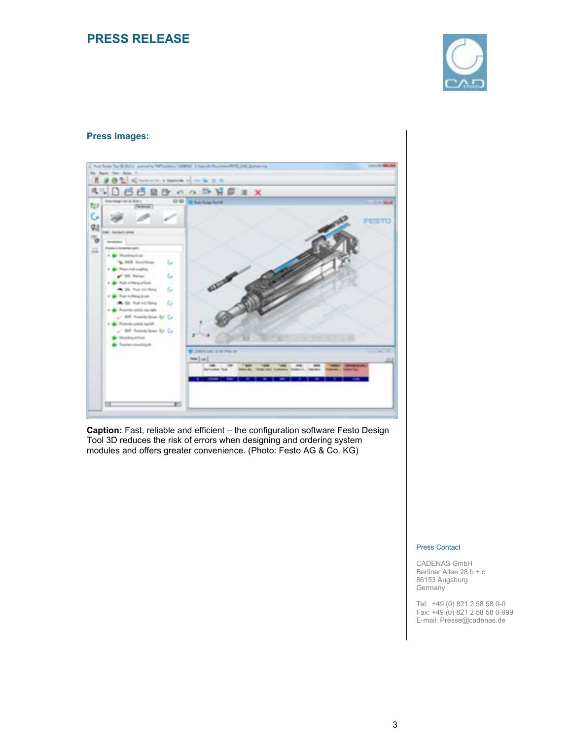# PRESS RELEASE

## Press Images:

**Caption:** Fast, reliable and efficient – the configuration software Festo Design Tool 3D reduces the risk of errors when designing and ordering system modules and offers greater convenience. (Photo: Festo AG & Co. KG)

Press Contact

CADENAS GmbH
Berliner Allee 28 b + c
86153 Augsburg
Germany

Tel: +49 (0) 821 2 58 58 0-0
Fax: +49 (0) 821 2 58 58 0-999
E-mail: Presse@cadenas.de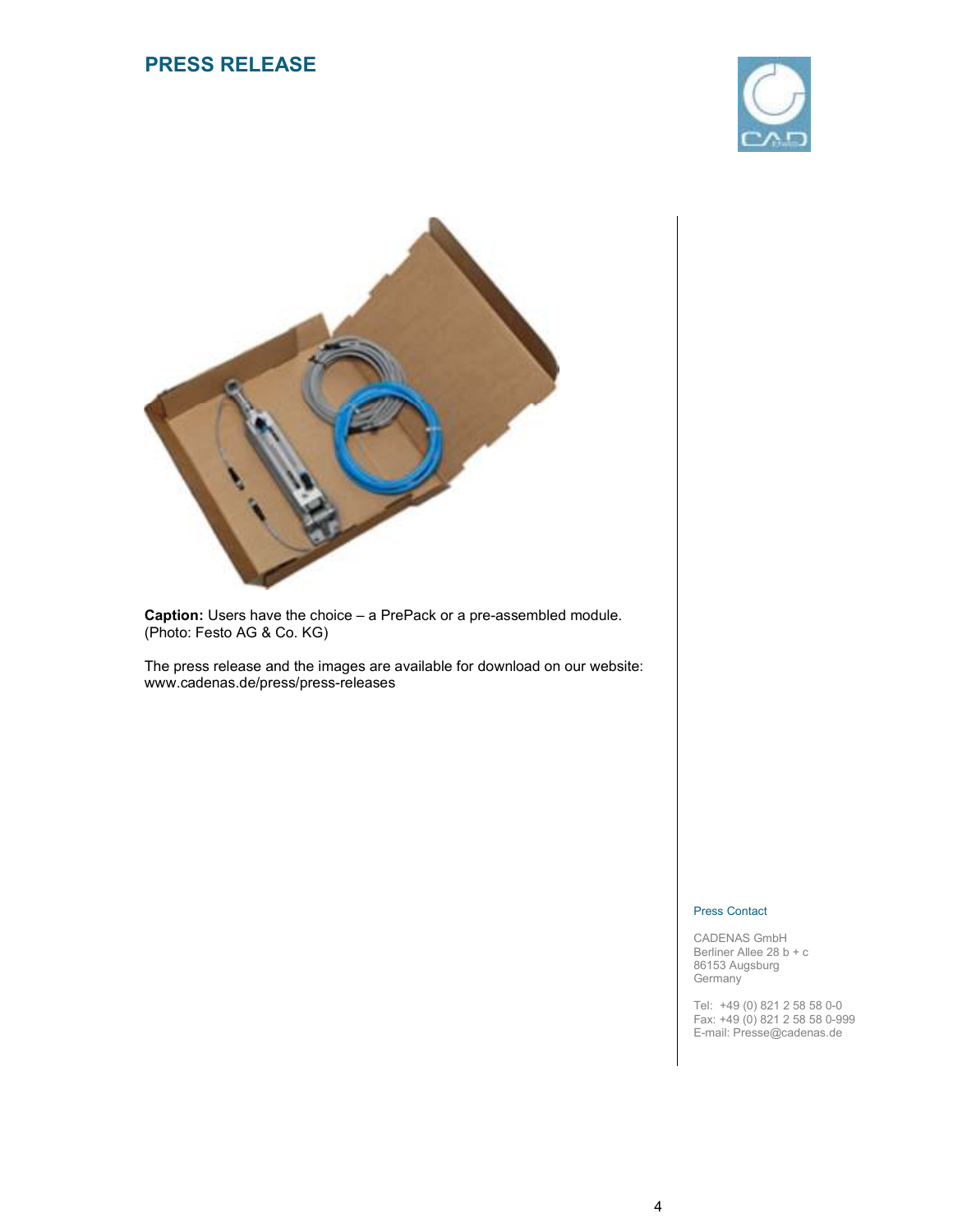# PRESS RELEASE

**Caption:** Users have the choice – a PrePack or a pre-assembled module. (Photo: Festo AG & Co. KG)

The press release and the images are available for download on our website: www.cadenas.de/press/press-releases

Press Contact

CADENAS GmbH
Berliner Allee 28 b + c
86153 Augsburg
Germany

Tel: +49 (0) 821 2 58 58 0-0
Fax: +49 (0) 821 2 58 58 0-999
E-mail: Presse@cadenas.de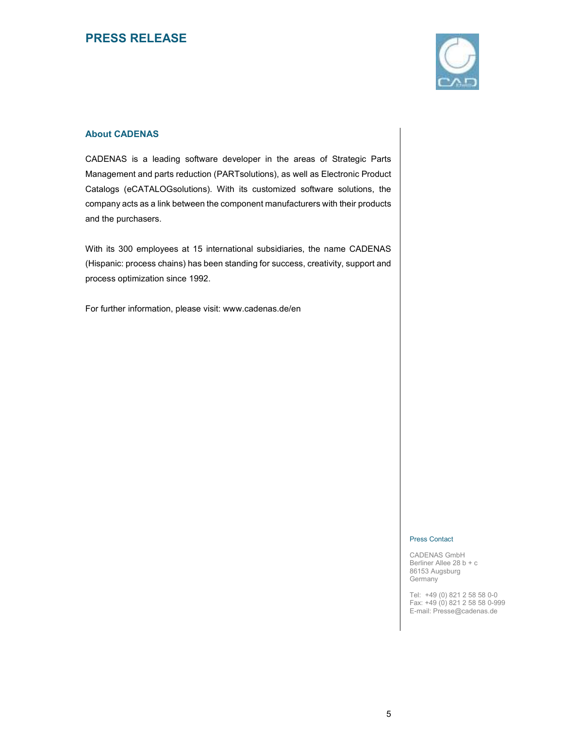# PRESS RELEASE

## About CADENAS

CADENAS is a leading software developer in the areas of Strategic Parts Management and parts reduction (PARTsolutions), as well as Electronic Product Catalogs (eCATALOGsolutions). With its customized software solutions, the company acts as a link between the component manufacturers with their products and the purchasers.

With its 300 employees at 15 international subsidiaries, the name CADENAS (Hispanic: process chains) has been standing for success, creativity, support and process optimization since 1992.

For further information, please visit: www.cadenas.de/en

**Press Contact**

CADENAS GmbH
Berliner Allee 28 b + c
86153 Augsburg
Germany

Tel: +49 (0) 821 2 58 58 0-0
Fax: +49 (0) 821 2 58 58 0-999
E-mail: Presse@cadenas.de